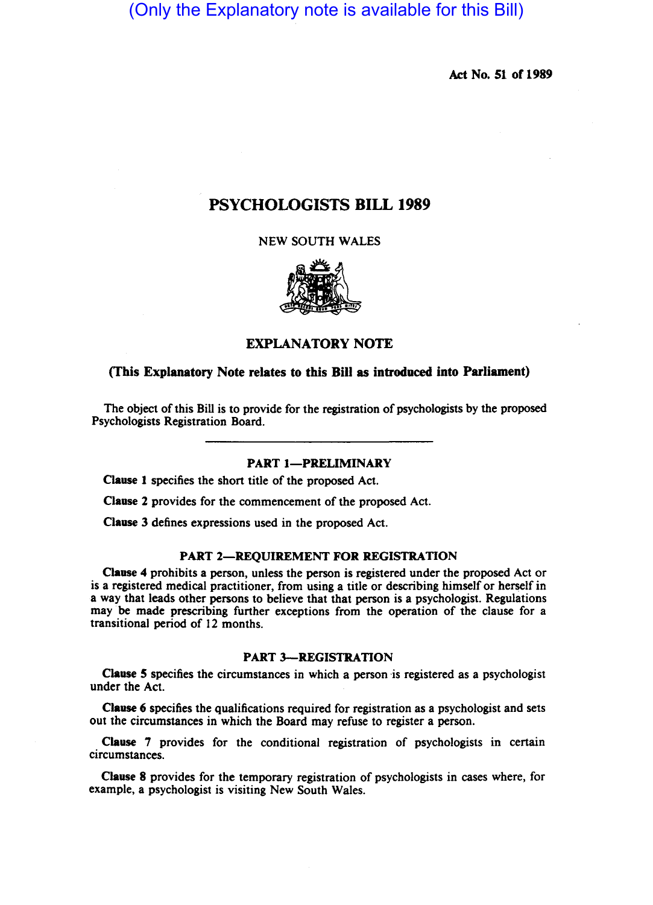(Only the Explanatory note is available for this Bill)

Act No. 51 of 1989

# PSYCHOLOGISTS BILL 1989

NEW SOUTH WALES

## EXPLANATORY NOTE

**(This Explanatory Note relates to this Bill as introduced into Parliament)**

The object of this Bill is to provide for the registration of psychologists by the proposed Psychologists Registration Board.

### PART 1—PRELIMINARY

**Clause 1** specifies the short title of the proposed Act.

**Clause 2** provides for the commencement of the proposed Act.

**Clause 3** defines expressions used in the proposed Act.

### PART 2—REQUIREMENT FOR REGISTRATION

**Clause 4** prohibits a person, unless the person is registered under the proposed Act or is a registered medical practitioner, from using a title or describing himself or herself in a way that leads other persons to believe that that person is a psychologist. Regulations may be made prescribing further exceptions from the operation of the clause for a transitional period of 12 months.

### PART 3—REGISTRATION

**Clause 5** specifies the circumstances in which a person is registered as a psychologist under the Act.

**Clause 6** specifies the qualifications required for registration as a psychologist and sets out the circumstances in which the Board may refuse to register a person.

**Clause 7** provides for the conditional registration of psychologists in certain circumstances.

**Clause 8** provides for the temporary registration of psychologists in cases where, for example, a psychologist is visiting New South Wales.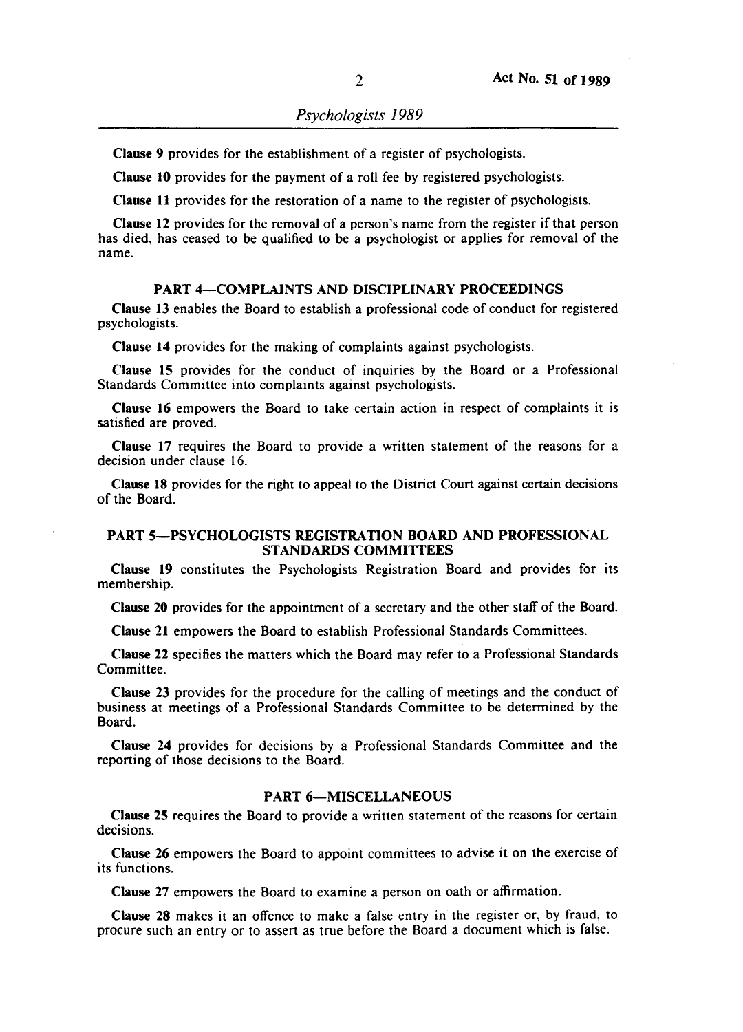**Clause 9** provides for the establishment of a register of psychologists.

**Clause 10** provides for the payment of a roll fee by registered psychologists.

**Clause 11** provides for the restoration of a name to the register of psychologists.

**Clause 12** provides for the removal of a person's name from the register if that person has died, has ceased to be qualified to be a psychologist or applies for removal of the name.

## PART 4—COMPLAINTS AND DISCIPLINARY PROCEEDINGS

**Clause 13** enables the Board to establish a professional code of conduct for registered psychologists.

**Clause 14** provides for the making of complaints against psychologists.

**Clause 15** provides for the conduct of inquiries by the Board or a Professional Standards Committee into complaints against psychologists.

**Clause 16** empowers the Board to take certain action in respect of complaints it is satisfied are proved.

**Clause 17** requires the Board to provide a written statement of the reasons for a decision under clause 16.

**Clause 18** provides for the right to appeal to the District Court against certain decisions of the Board.

## PART 5—PSYCHOLOGISTS REGISTRATION BOARD AND PROFESSIONAL STANDARDS COMMITTEES

**Clause 19** constitutes the Psychologists Registration Board and provides for its membership.

**Clause 20** provides for the appointment of a secretary and the other staff of the Board.

**Clause 21** empowers the Board to establish Professional Standards Committees.

**Clause 22** specifies the matters which the Board may refer to a Professional Standards Committee.

**Clause 23** provides for the procedure for the calling of meetings and the conduct of business at meetings of a Professional Standards Committee to be determined by the Board.

**Clause 24** provides for decisions by a Professional Standards Committee and the reporting of those decisions to the Board.

## PART 6—MISCELLANEOUS

**Clause 25** requires the Board to provide a written statement of the reasons for certain decisions.

**Clause 26** empowers the Board to appoint committees to advise it on the exercise of its functions.

**Clause 27** empowers the Board to examine a person on oath or affirmation.

**Clause 28** makes it an offence to make a false entry in the register or, by fraud, to procure such an entry or to assert as true before the Board a document which is false.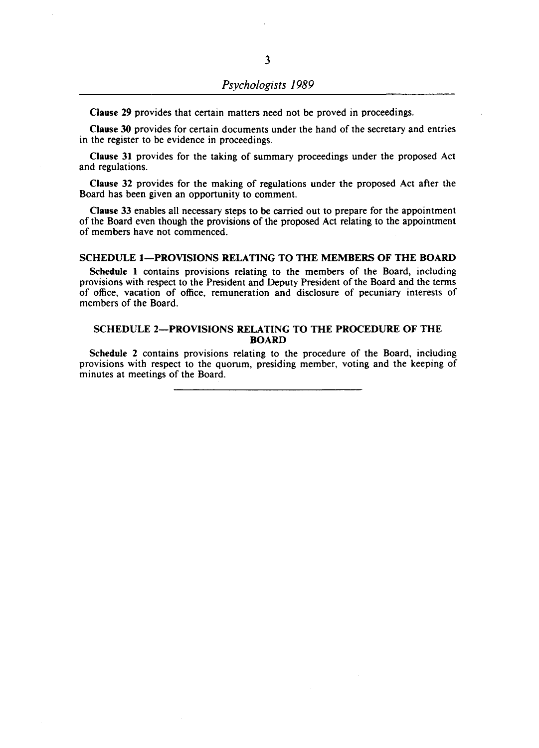**Clause 29** provides that certain matters need not be proved in proceedings.

**Clause 30** provides for certain documents under the hand of the secretary and entries in the register to be evidence in proceedings.

**Clause 31** provides for the taking of summary proceedings under the proposed Act and regulations.

**Clause 32** provides for the making of regulations under the proposed Act after the Board has been given an opportunity to comment.

**Clause 33** enables all necessary steps to be carried out to prepare for the appointment of the Board even though the provisions of the proposed Act relating to the appointment of members have not commenced.

## SCHEDULE 1—PROVISIONS RELATING TO THE MEMBERS OF THE BOARD

**Schedule 1** contains provisions relating to the members of the Board, including provisions with respect to the President and Deputy President of the Board and the terms of office, vacation of office, remuneration and disclosure of pecuniary interests of members of the Board.

## SCHEDULE 2—PROVISIONS RELATING TO THE PROCEDURE OF THE BOARD

**Schedule 2** contains provisions relating to the procedure of the Board, including provisions with respect to the quorum, presiding member, voting and the keeping of minutes at meetings of the Board.